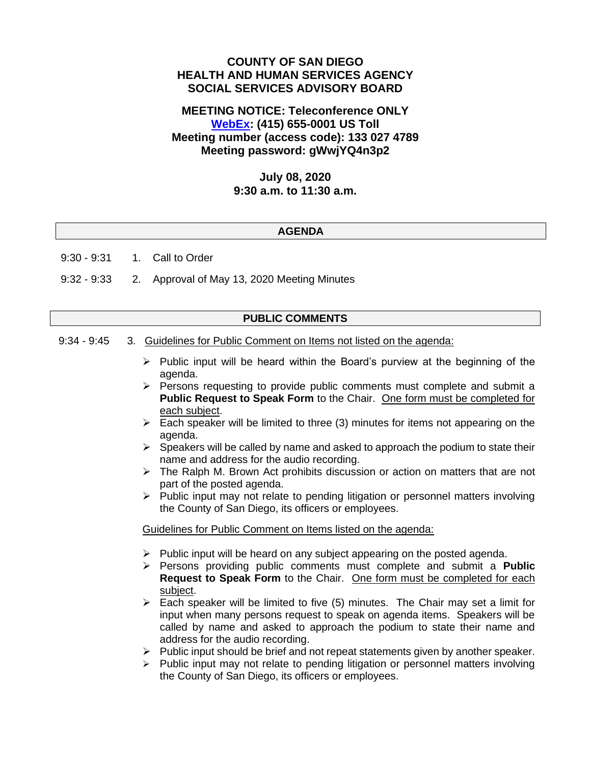# COUNTY OF SAN DIEGO
# HEALTH AND HUMAN SERVICES AGENCY
# SOCIAL SERVICES ADVISORY BOARD

**MEETING NOTICE: Teleconference ONLY**
**WebEx: (415) 655-0001 US Toll**
**Meeting number (access code): 133 027 4789**
**Meeting password: gWwjYQ4n3p2**

**July 08, 2020**
**9:30 a.m. to 11:30 a.m.**

## AGENDA

9:30 - 9:31 1. Call to Order

9:32 - 9:33 2. Approval of May 13, 2020 Meeting Minutes

## PUBLIC COMMENTS

9:34 - 9:45 3. Guidelines for Public Comment on Items not listed on the agenda:

- Public input will be heard within the Board's purview at the beginning of the agenda.
- Persons requesting to provide public comments must complete and submit a **Public Request to Speak Form** to the Chair. One form must be completed for each subject.
- Each speaker will be limited to three (3) minutes for items not appearing on the agenda.
- Speakers will be called by name and asked to approach the podium to state their name and address for the audio recording.
- The Ralph M. Brown Act prohibits discussion or action on matters that are not part of the posted agenda.
- Public input may not relate to pending litigation or personnel matters involving the County of San Diego, its officers or employees.

Guidelines for Public Comment on Items listed on the agenda:

- Public input will be heard on any subject appearing on the posted agenda.
- Persons providing public comments must complete and submit a **Public Request to Speak Form** to the Chair. One form must be completed for each subject.
- Each speaker will be limited to five (5) minutes. The Chair may set a limit for input when many persons request to speak on agenda items. Speakers will be called by name and asked to approach the podium to state their name and address for the audio recording.
- Public input should be brief and not repeat statements given by another speaker.
- Public input may not relate to pending litigation or personnel matters involving the County of San Diego, its officers or employees.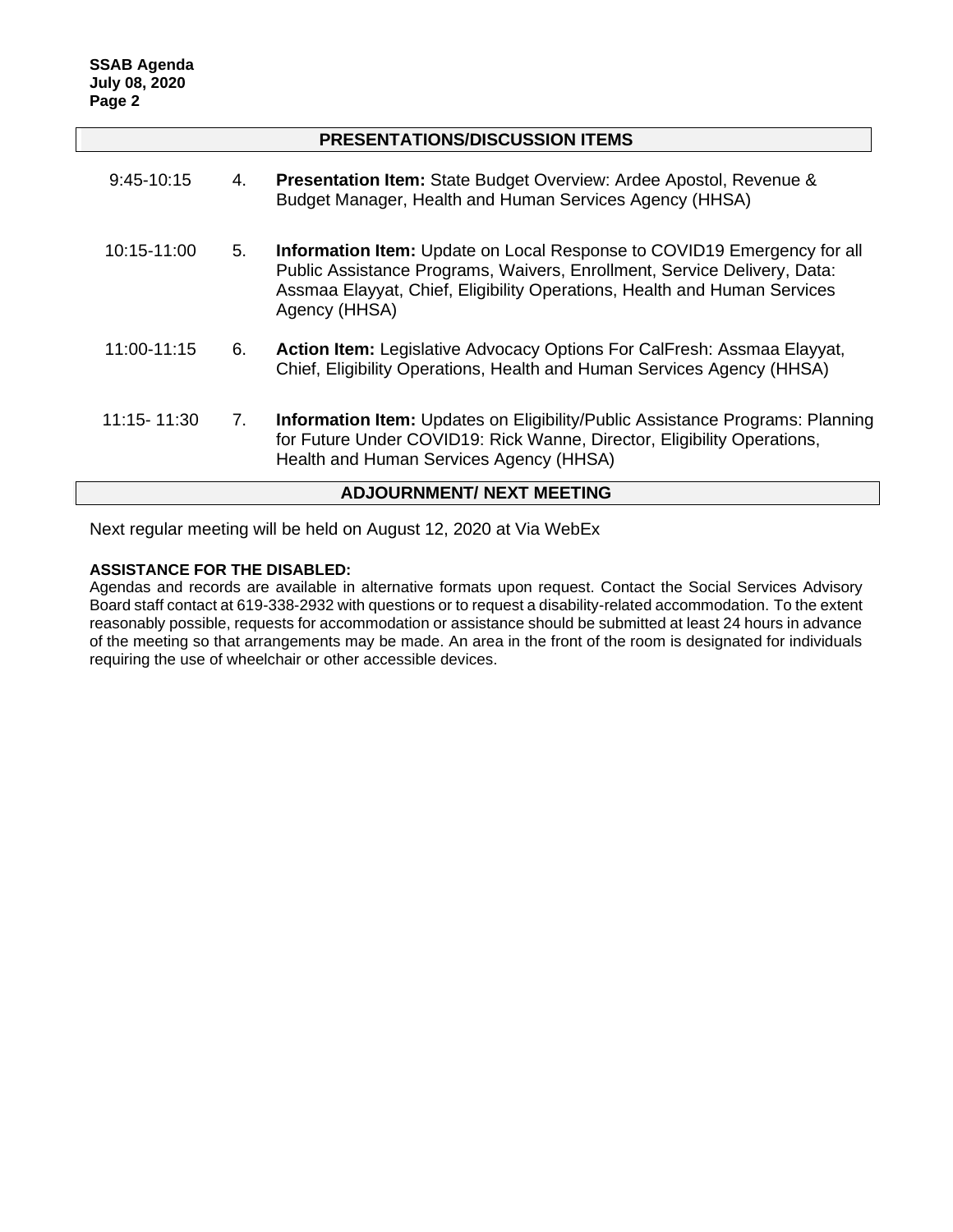## PRESENTATIONS/DISCUSSION ITEMS

| | | |
|---|---|---|
| 9:45-10:15 | 4. | **Presentation Item:** State Budget Overview: Ardee Apostol, Revenue & Budget Manager, Health and Human Services Agency (HHSA) |
| 10:15-11:00 | 5. | **Information Item:** Update on Local Response to COVID19 Emergency for all Public Assistance Programs, Waivers, Enrollment, Service Delivery, Data: Assmaa Elayyat, Chief, Eligibility Operations, Health and Human Services Agency (HHSA) |
| 11:00-11:15 | 6. | **Action Item:** Legislative Advocacy Options For CalFresh: Assmaa Elayyat, Chief, Eligibility Operations, Health and Human Services Agency (HHSA) |
| 11:15- 11:30 | 7. | **Information Item:** Updates on Eligibility/Public Assistance Programs: Planning for Future Under COVID19: Rick Wanne, Director, Eligibility Operations, Health and Human Services Agency (HHSA) |

## ADJOURNMENT/ NEXT MEETING

Next regular meeting will be held on August 12, 2020 at Via WebEx

**ASSISTANCE FOR THE DISABLED:**
Agendas and records are available in alternative formats upon request. Contact the Social Services Advisory Board staff contact at 619-338-2932 with questions or to request a disability-related accommodation. To the extent reasonably possible, requests for accommodation or assistance should be submitted at least 24 hours in advance of the meeting so that arrangements may be made. An area in the front of the room is designated for individuals requiring the use of wheelchair or other accessible devices.